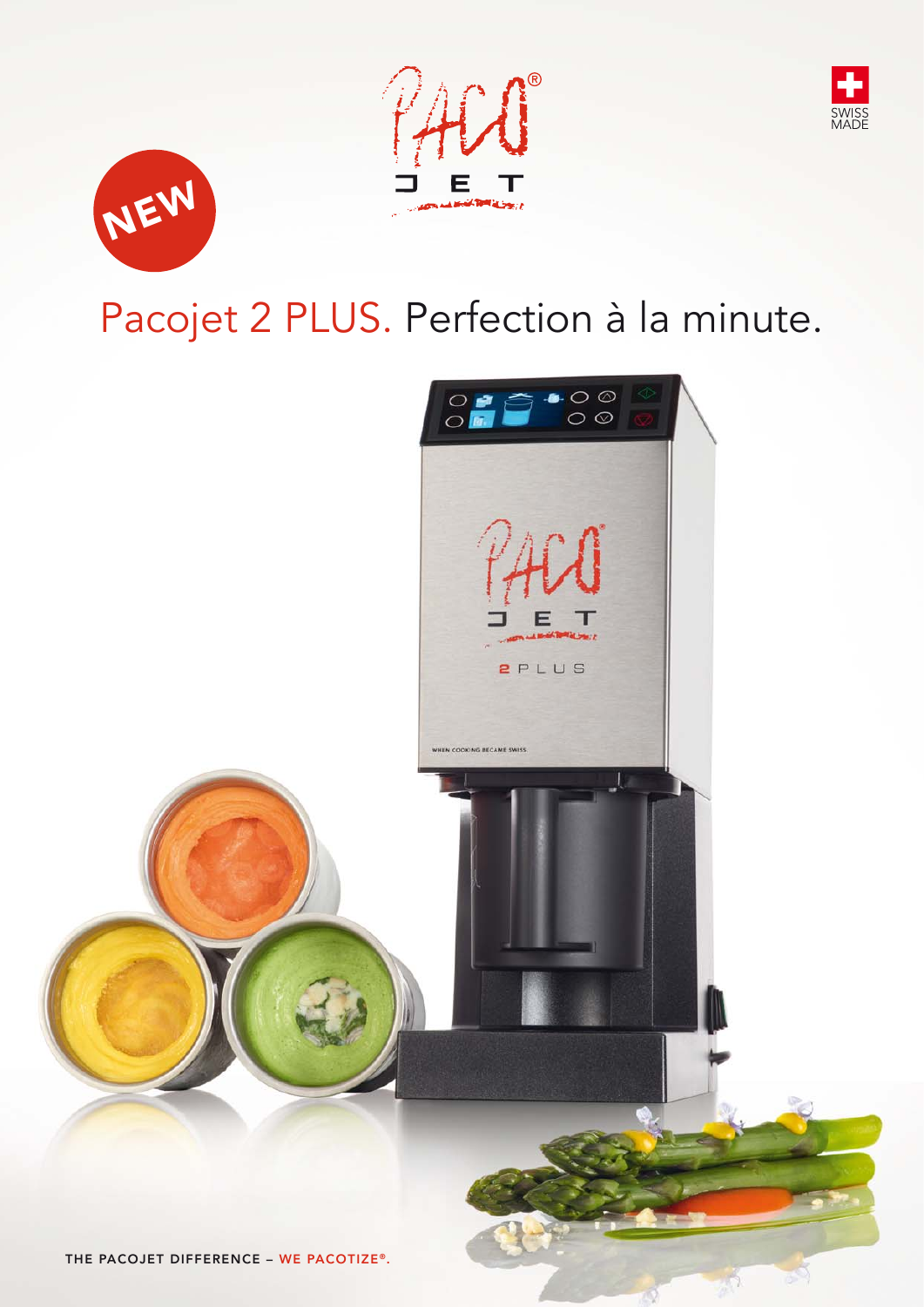NEW

# Pacojet 2 PLUS. Perfection à la minute.

THE PACOJET DIFFERENCE – WE PACOTIZE®.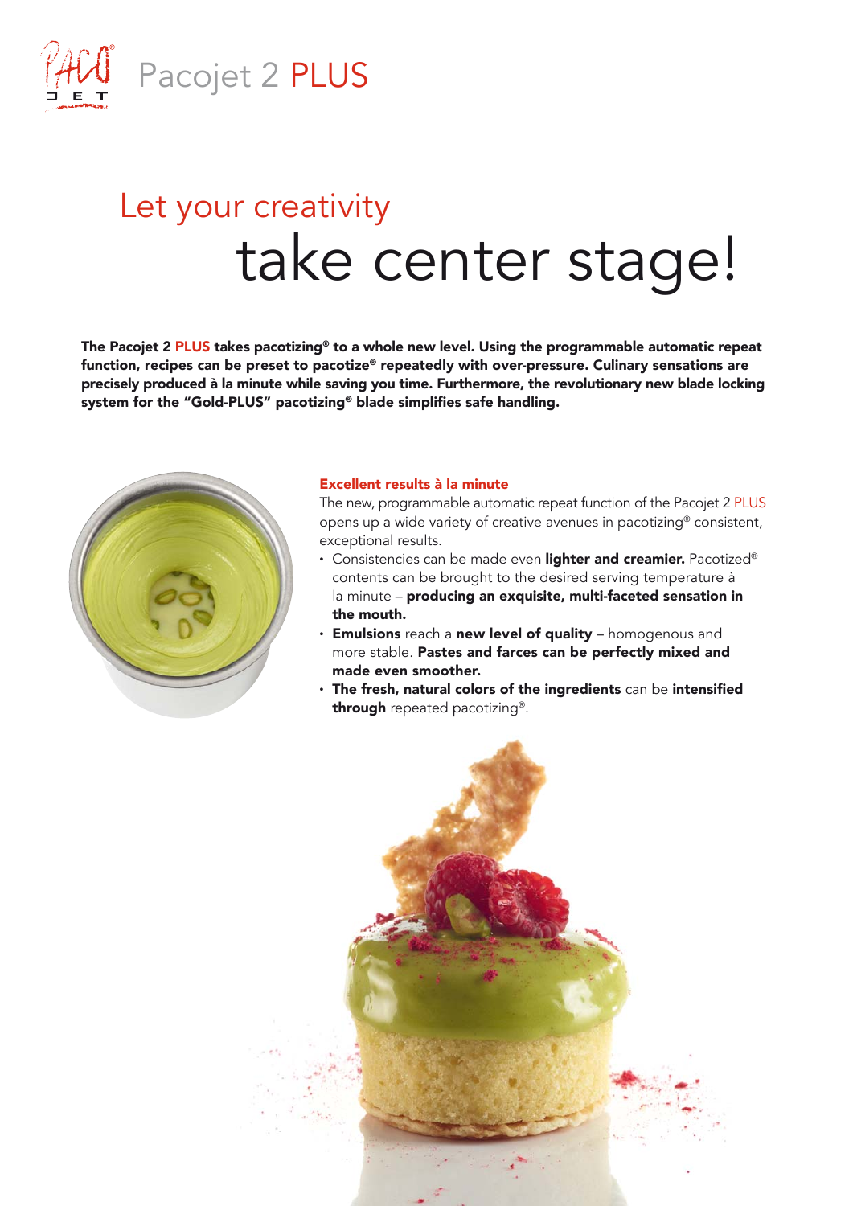# Pacojet 2 PLUS

## Let your creativity take center stage!

**The Pacojet 2 PLUS takes pacotizing® to a whole new level. Using the programmable automatic repeat function, recipes can be preset to pacotize® repeatedly with over-pressure. Culinary sensations are precisely produced à la minute while saving you time. Furthermore, the revolutionary new blade locking system for the "Gold-PLUS" pacotizing® blade simplifies safe handling.**

### Excellent results à la minute

The new, programmable automatic repeat function of the Pacojet 2 PLUS opens up a wide variety of creative avenues in pacotizing® consistent, exceptional results.

- Consistencies can be made even **lighter and creamier.** Pacotized® contents can be brought to the desired serving temperature à la minute – **producing an exquisite, multi-faceted sensation in the mouth.**
- **Emulsions** reach a **new level of quality** – homogenous and more stable. **Pastes and farces can be perfectly mixed and made even smoother.**
- **The fresh, natural colors of the ingredients** can be **intensified through** repeated pacotizing®.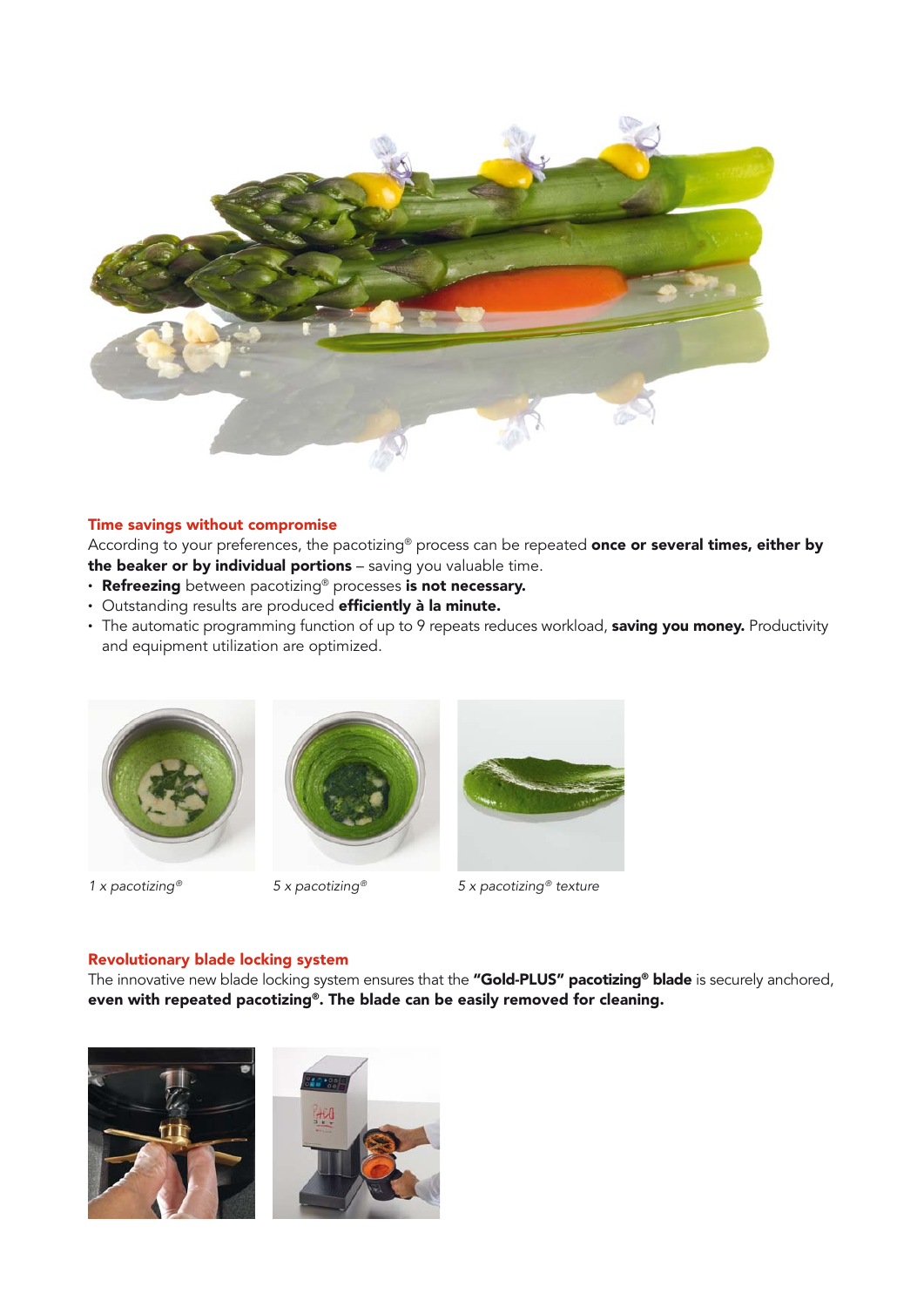## Time savings without compromise

According to your preferences, the pacotizing® process can be repeated **once or several times, either by the beaker or by individual portions** – saving you valuable time.

- **Refreezing** between pacotizing® processes **is not necessary.**
- Outstanding results are produced **efficiently à la minute.**
- The automatic programming function of up to 9 repeats reduces workload, **saving you money.** Productivity and equipment utilization are optimized.

*1 x pacotizing®*

*5 x pacotizing®*

*5 x pacotizing® texture*

## Revolutionary blade locking system

The innovative new blade locking system ensures that the **"Gold-PLUS" pacotizing® blade** is securely anchored, **even with repeated pacotizing®. The blade can be easily removed for cleaning.**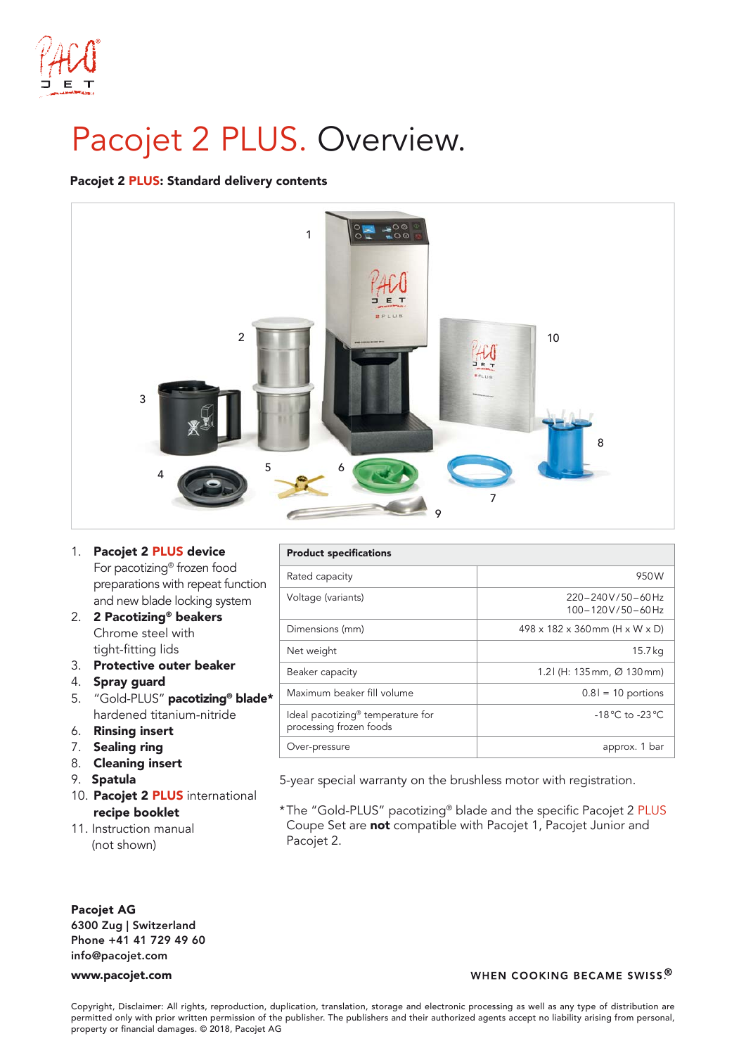# Pacojet 2 PLUS. Overview.

**Pacojet 2 PLUS: Standard delivery contents**

1. **Pacojet 2 PLUS device**
   For pacotizing® frozen food preparations with repeat function and new blade locking system
2. **2 Pacotizing® beakers**
   Chrome steel with tight-fitting lids
3. **Protective outer beaker**
4. **Spray guard**
5. "Gold-PLUS" **pacotizing® blade***
   hardened titanium-nitride
6. **Rinsing insert**
7. **Sealing ring**
8. **Cleaning insert**
9. **Spatula**
10. **Pacojet 2 PLUS** international **recipe booklet**
11. Instruction manual (not shown)

| **Product specifications** | |
|---|---|
| Rated capacity | 950W |
| Voltage (variants) | 220–240V/50–60Hz<br>100–120V/50–60Hz |
| Dimensions (mm) | 498 x 182 x 360mm (H x W x D) |
| Net weight | 15.7kg |
| Beaker capacity | 1.2l (H: 135mm, Ø 130mm) |
| Maximum beaker fill volume | 0.8l = 10 portions |
| Ideal pacotizing® temperature for processing frozen foods | -18°C to -23°C |
| Over-pressure | approx. 1 bar |

5-year special warranty on the brushless motor with registration.

*The "Gold-PLUS" pacotizing® blade and the specific Pacojet 2 PLUS Coupe Set are **not** compatible with Pacojet 1, Pacojet Junior and Pacojet 2.

**Pacojet AG**
**6300 Zug | Switzerland**
**Phone +41 41 729 49 60**
**info@pacojet.com**

**www.pacojet.com**

WHEN COOKING BECAME SWISS.®

Copyright, Disclaimer: All rights, reproduction, duplication, translation, storage and electronic processing as well as any type of distribution are permitted only with prior written permission of the publisher. The publishers and their authorized agents accept no liability arising from personal, property or financial damages. © 2018, Pacojet AG